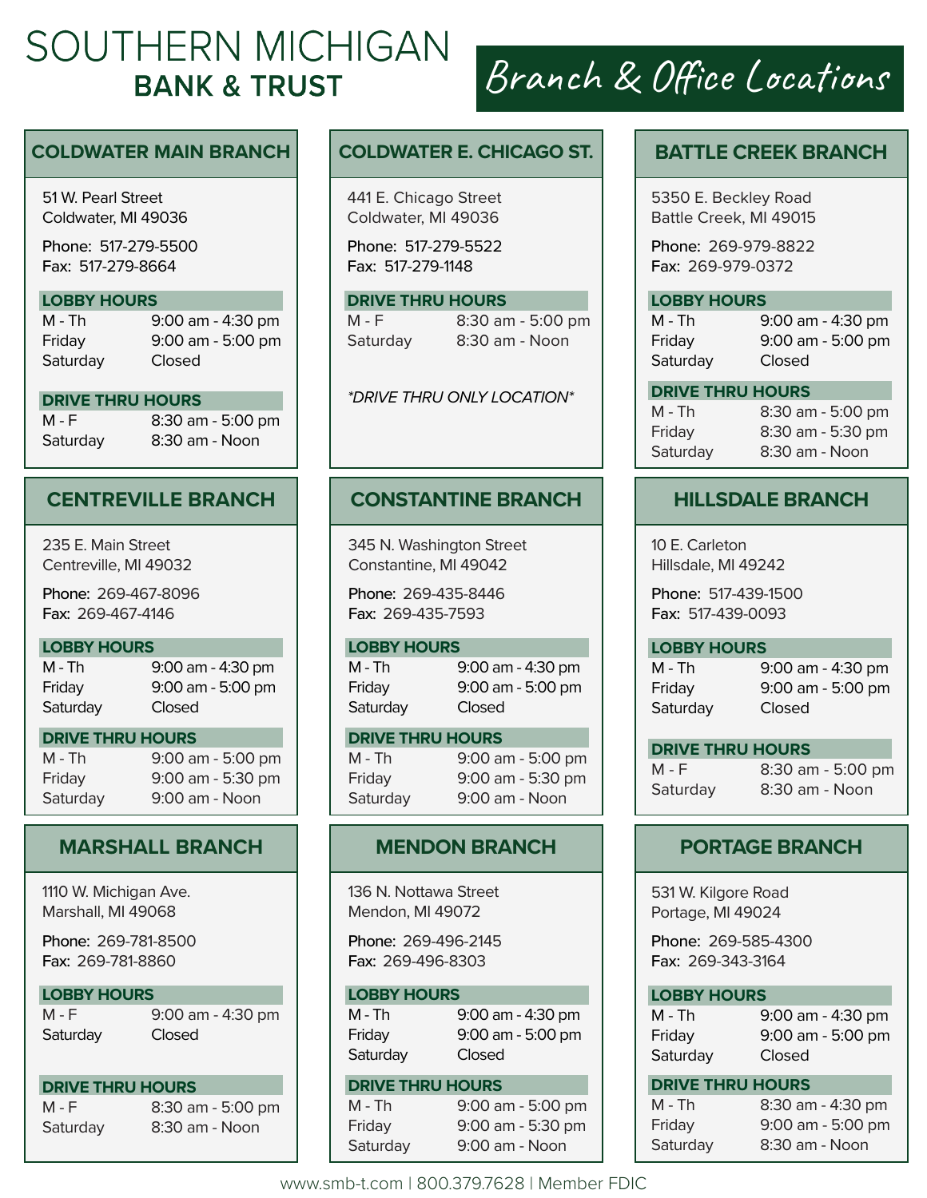# SOUTHERN MICHIGAN BANK & TRUST

## Branch & Office Locations

### COLDWATER MAIN BRANCH

51 W. Pearl Street
Coldwater, MI 49036

Phone: 517-279-5500
Fax: 517-279-8664

**LOBBY HOURS**

| | |
|---|---|
| M - Th | 9:00 am - 4:30 pm |
| Friday | 9:00 am - 5:00 pm |
| Saturday | Closed |

**DRIVE THRU HOURS**

| | |
|---|---|
| M - F | 8:30 am - 5:00 pm |
| Saturday | 8:30 am - Noon |

### COLDWATER E. CHICAGO ST.

441 E. Chicago Street
Coldwater, MI 49036

Phone: 517-279-5522
Fax: 517-279-1148

**DRIVE THRU HOURS**

| | |
|---|---|
| M - F | 8:30 am - 5:00 pm |
| Saturday | 8:30 am - Noon |

*\*DRIVE THRU ONLY LOCATION\**

### BATTLE CREEK BRANCH

5350 E. Beckley Road
Battle Creek, MI 49015

Phone: 269-979-8822
Fax: 269-979-0372

**LOBBY HOURS**

| | |
|---|---|
| M - Th | 9:00 am - 4:30 pm |
| Friday | 9:00 am - 5:00 pm |
| Saturday | Closed |

**DRIVE THRU HOURS**

| | |
|---|---|
| M - Th | 8:30 am - 5:00 pm |
| Friday | 8:30 am - 5:30 pm |
| Saturday | 8:30 am - Noon |

### CENTREVILLE BRANCH

235 E. Main Street
Centreville, MI 49032

Phone: 269-467-8096
Fax: 269-467-4146

**LOBBY HOURS**

| | |
|---|---|
| M - Th | 9:00 am - 4:30 pm |
| Friday | 9:00 am - 5:00 pm |
| Saturday | Closed |

**DRIVE THRU HOURS**

| | |
|---|---|
| M - Th | 9:00 am - 5:00 pm |
| Friday | 9:00 am - 5:30 pm |
| Saturday | 9:00 am - Noon |

### CONSTANTINE BRANCH

345 N. Washington Street
Constantine, MI 49042

Phone: 269-435-8446
Fax: 269-435-7593

**LOBBY HOURS**

| | |
|---|---|
| M - Th | 9:00 am - 4:30 pm |
| Friday | 9:00 am - 5:00 pm |
| Saturday | Closed |

**DRIVE THRU HOURS**

| | |
|---|---|
| M - Th | 9:00 am - 5:00 pm |
| Friday | 9:00 am - 5:30 pm |
| Saturday | 9:00 am - Noon |

### HILLSDALE BRANCH

10 E. Carleton
Hillsdale, MI 49242

Phone: 517-439-1500
Fax: 517-439-0093

**LOBBY HOURS**

| | |
|---|---|
| M - Th | 9:00 am - 4:30 pm |
| Friday | 9:00 am - 5:00 pm |
| Saturday | Closed |

**DRIVE THRU HOURS**

| | |
|---|---|
| M - F | 8:30 am - 5:00 pm |
| Saturday | 8:30 am - Noon |

### MARSHALL BRANCH

1110 W. Michigan Ave.
Marshall, MI 49068

Phone: 269-781-8500
Fax: 269-781-8860

**LOBBY HOURS**

| | |
|---|---|
| M - F | 9:00 am - 4:30 pm |
| Saturday | Closed |

**DRIVE THRU HOURS**

| | |
|---|---|
| M - F | 8:30 am - 5:00 pm |
| Saturday | 8:30 am - Noon |

### MENDON BRANCH

136 N. Nottawa Street
Mendon, MI 49072

Phone: 269-496-2145
Fax: 269-496-8303

**LOBBY HOURS**

| | |
|---|---|
| M - Th | 9:00 am - 4:30 pm |
| Friday | 9:00 am - 5:00 pm |
| Saturday | Closed |

**DRIVE THRU HOURS**

| | |
|---|---|
| M - Th | 9:00 am - 5:00 pm |
| Friday | 9:00 am - 5:30 pm |
| Saturday | 9:00 am - Noon |

### PORTAGE BRANCH

531 W. Kilgore Road
Portage, MI 49024

Phone: 269-585-4300
Fax: 269-343-3164

**LOBBY HOURS**

| | |
|---|---|
| M - Th | 9:00 am - 4:30 pm |
| Friday | 9:00 am - 5:00 pm |
| Saturday | Closed |

**DRIVE THRU HOURS**

| | |
|---|---|
| M - Th | 8:30 am - 4:30 pm |
| Friday | 9:00 am - 5:00 pm |
| Saturday | 8:30 am - Noon |

www.smb-t.com | 800.379.7628 | Member FDIC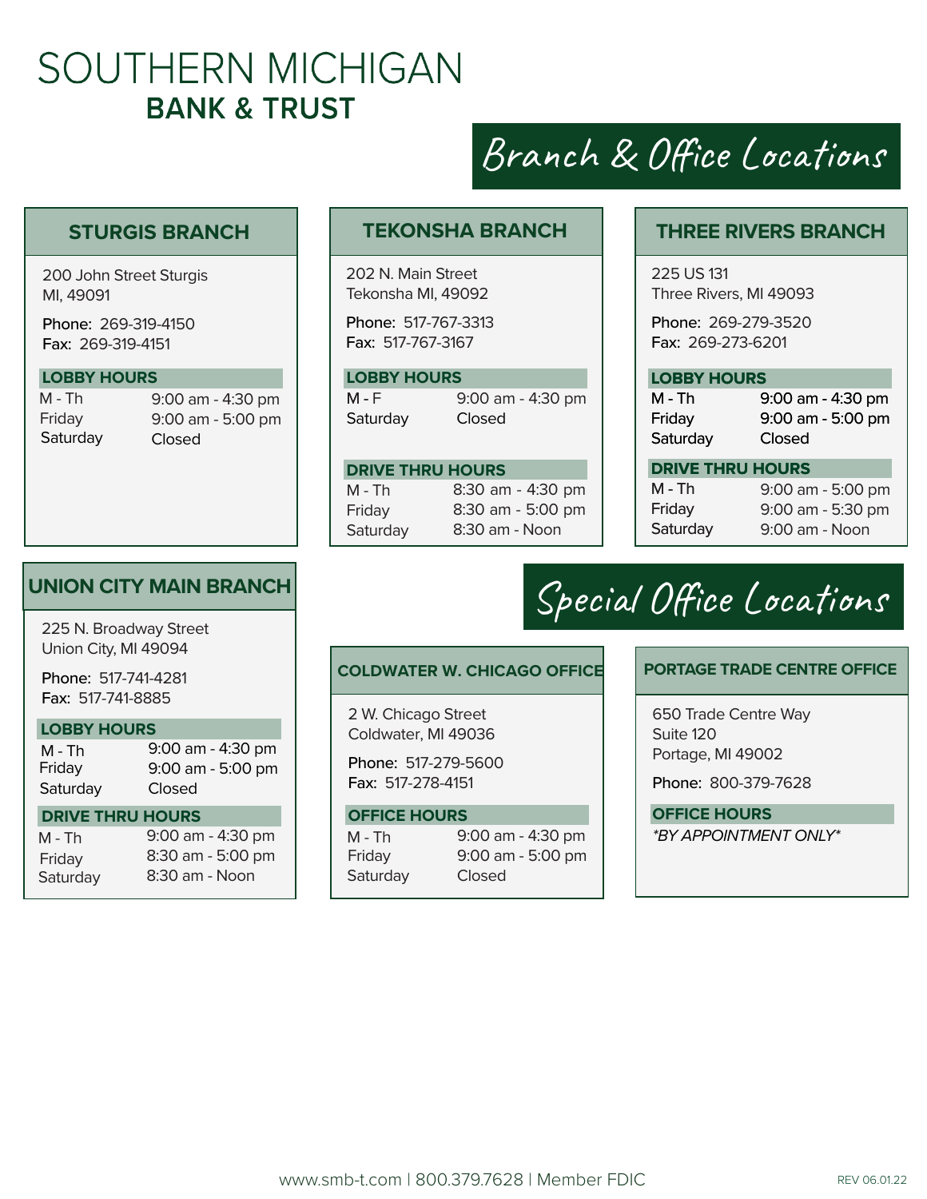# SOUTHERN MICHIGAN BANK & TRUST

## Branch & Office Locations

### STURGIS BRANCH

200 John Street Sturgis
MI, 49091

**Phone:** 269-319-4150
**Fax:** 269-319-4151

**LOBBY HOURS**

| | |
|---|---|
| M - Th | 9:00 am - 4:30 pm |
| Friday | 9:00 am - 5:00 pm |
| Saturday | Closed |

### TEKONSHA BRANCH

202 N. Main Street
Tekonsha MI, 49092

**Phone:** 517-767-3313
**Fax:** 517-767-3167

**LOBBY HOURS**

| | |
|---|---|
| M - F | 9:00 am - 4:30 pm |
| Saturday | Closed |

**DRIVE THRU HOURS**

| | |
|---|---|
| M - Th | 8:30 am - 4:30 pm |
| Friday | 8:30 am - 5:00 pm |
| Saturday | 8:30 am - Noon |

### THREE RIVERS BRANCH

225 US 131
Three Rivers, MI 49093

**Phone:** 269-279-3520
**Fax:** 269-273-6201

**LOBBY HOURS**

| | |
|---|---|
| M - Th | 9:00 am - 4:30 pm |
| Friday | 9:00 am - 5:00 pm |
| Saturday | Closed |

**DRIVE THRU HOURS**

| | |
|---|---|
| M - Th | 9:00 am - 5:00 pm |
| Friday | 9:00 am - 5:30 pm |
| Saturday | 9:00 am - Noon |

### UNION CITY MAIN BRANCH

225 N. Broadway Street
Union City, MI 49094

**Phone:** 517-741-4281
**Fax:** 517-741-8885

**LOBBY HOURS**

| | |
|---|---|
| M - Th | 9:00 am - 4:30 pm |
| Friday | 9:00 am - 5:00 pm |
| Saturday | Closed |

**DRIVE THRU HOURS**

| | |
|---|---|
| M - Th | 9:00 am - 4:30 pm |
| Friday | 8:30 am - 5:00 pm |
| Saturday | 8:30 am - Noon |

## Special Office Locations

### COLDWATER W. CHICAGO OFFICE

2 W. Chicago Street
Coldwater, MI 49036

**Phone:** 517-279-5600
**Fax:** 517-278-4151

**OFFICE HOURS**

| | |
|---|---|
| M - Th | 9:00 am - 4:30 pm |
| Friday | 9:00 am - 5:00 pm |
| Saturday | Closed |

### PORTAGE TRADE CENTRE OFFICE

650 Trade Centre Way
Suite 120
Portage, MI 49002

**Phone:** 800-379-7628

**OFFICE HOURS**

*\*BY APPOINTMENT ONLY\**

www.smb-t.com | 800.379.7628 | Member FDIC

REV 06.01.22